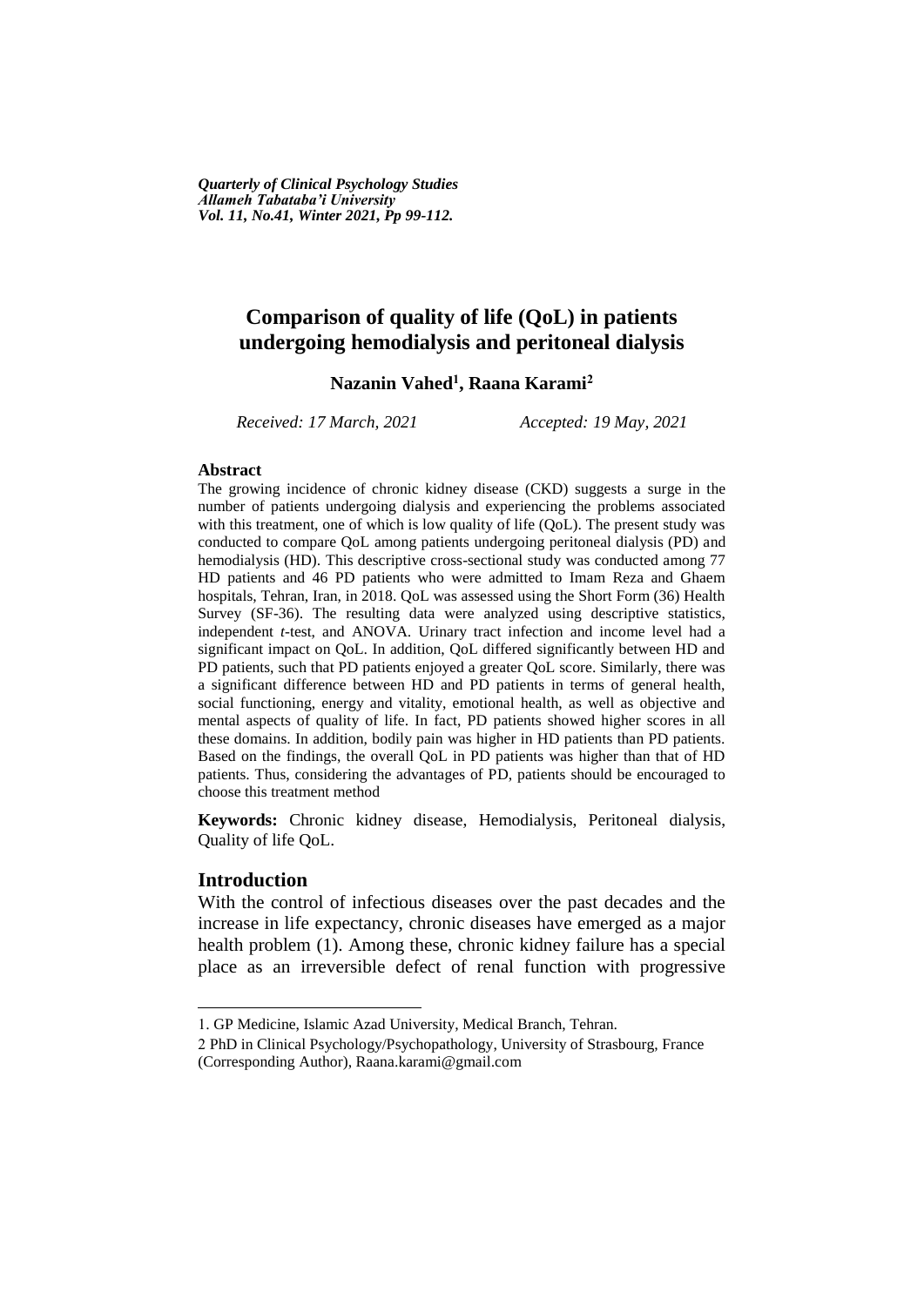*Quarterly of Clinical Psychology Studies*
*Allameh Tabataba'i University*
*Vol. 11, No.41, Winter 2021, Pp 99-112.*

# Comparison of quality of life (QoL) in patients undergoing hemodialysis and peritoneal dialysis

**Nazanin Vahed[1], Raana Karami[2]**

*Received: 17 March, 2021* *Accepted: 19 May, 2021*

### Abstract

The growing incidence of chronic kidney disease (CKD) suggests a surge in the number of patients undergoing dialysis and experiencing the problems associated with this treatment, one of which is low quality of life (QoL). The present study was conducted to compare QoL among patients undergoing peritoneal dialysis (PD) and hemodialysis (HD). This descriptive cross-sectional study was conducted among 77 HD patients and 46 PD patients who were admitted to Imam Reza and Ghaem hospitals, Tehran, Iran, in 2018. QoL was assessed using the Short Form (36) Health Survey (SF-36). The resulting data were analyzed using descriptive statistics, independent *t*-test, and ANOVA. Urinary tract infection and income level had a significant impact on QoL. In addition, QoL differed significantly between HD and PD patients, such that PD patients enjoyed a greater QoL score. Similarly, there was a significant difference between HD and PD patients in terms of general health, social functioning, energy and vitality, emotional health, as well as objective and mental aspects of quality of life. In fact, PD patients showed higher scores in all these domains. In addition, bodily pain was higher in HD patients than PD patients. Based on the findings, the overall QoL in PD patients was higher than that of HD patients. Thus, considering the advantages of PD, patients should be encouraged to choose this treatment method

**Keywords:** Chronic kidney disease, Hemodialysis, Peritoneal dialysis, Quality of life QoL.

## Introduction

With the control of infectious diseases over the past decades and the increase in life expectancy, chronic diseases have emerged as a major health problem (1). Among these, chronic kidney failure has a special place as an irreversible defect of renal function with progressive

---

1. GP Medicine, Islamic Azad University, Medical Branch, Tehran.

2 PhD in Clinical Psychology/Psychopathology, University of Strasbourg, France (Corresponding Author), Raana.karami@gmail.com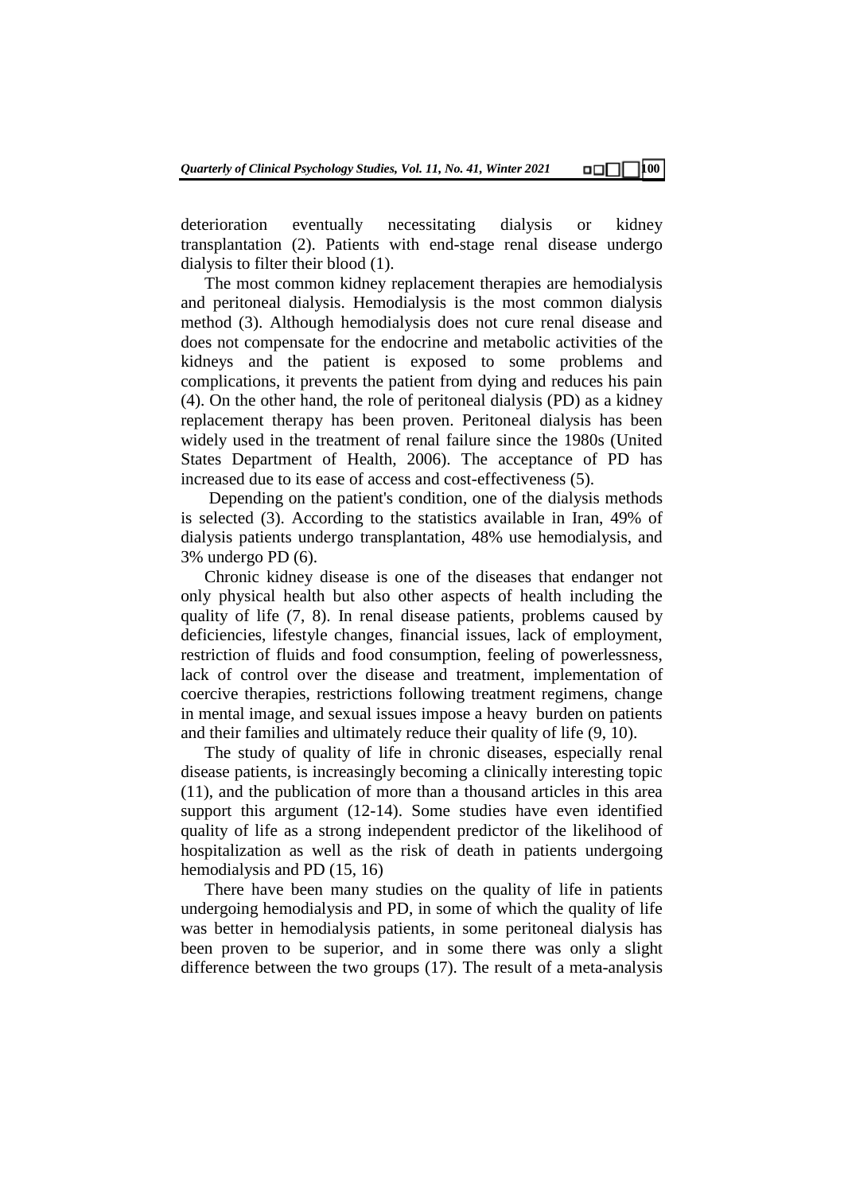deterioration eventually necessitating dialysis or kidney transplantation (2). Patients with end-stage renal disease undergo dialysis to filter their blood (1).

The most common kidney replacement therapies are hemodialysis and peritoneal dialysis. Hemodialysis is the most common dialysis method (3). Although hemodialysis does not cure renal disease and does not compensate for the endocrine and metabolic activities of the kidneys and the patient is exposed to some problems and complications, it prevents the patient from dying and reduces his pain (4). On the other hand, the role of peritoneal dialysis (PD) as a kidney replacement therapy has been proven. Peritoneal dialysis has been widely used in the treatment of renal failure since the 1980s (United States Department of Health, 2006). The acceptance of PD has increased due to its ease of access and cost-effectiveness (5).

Depending on the patient's condition, one of the dialysis methods is selected (3). According to the statistics available in Iran, 49% of dialysis patients undergo transplantation, 48% use hemodialysis, and 3% undergo PD (6).

Chronic kidney disease is one of the diseases that endanger not only physical health but also other aspects of health including the quality of life (7, 8). In renal disease patients, problems caused by deficiencies, lifestyle changes, financial issues, lack of employment, restriction of fluids and food consumption, feeling of powerlessness, lack of control over the disease and treatment, implementation of coercive therapies, restrictions following treatment regimens, change in mental image, and sexual issues impose a heavy burden on patients and their families and ultimately reduce their quality of life (9, 10).

The study of quality of life in chronic diseases, especially renal disease patients, is increasingly becoming a clinically interesting topic (11), and the publication of more than a thousand articles in this area support this argument (12-14). Some studies have even identified quality of life as a strong independent predictor of the likelihood of hospitalization as well as the risk of death in patients undergoing hemodialysis and PD (15, 16)

There have been many studies on the quality of life in patients undergoing hemodialysis and PD, in some of which the quality of life was better in hemodialysis patients, in some peritoneal dialysis has been proven to be superior, and in some there was only a slight difference between the two groups (17). The result of a meta-analysis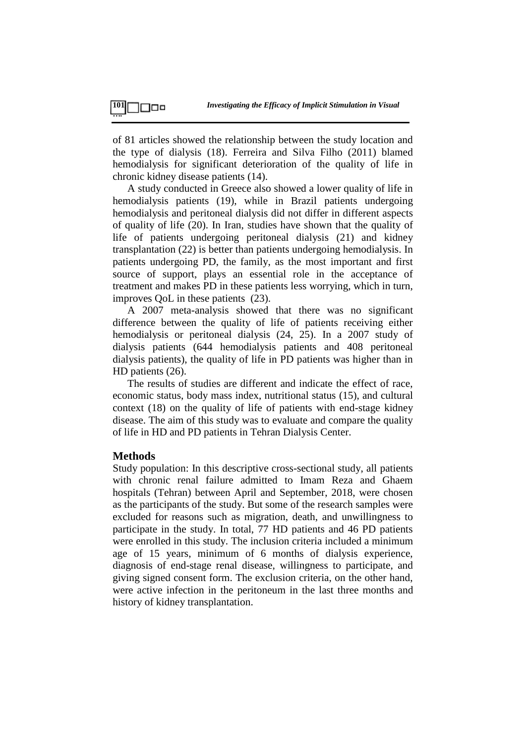of 81 articles showed the relationship between the study location and the type of dialysis (18). Ferreira and Silva Filho (2011) blamed hemodialysis for significant deterioration of the quality of life in chronic kidney disease patients (14).

A study conducted in Greece also showed a lower quality of life in hemodialysis patients (19), while in Brazil patients undergoing hemodialysis and peritoneal dialysis did not differ in different aspects of quality of life (20). In Iran, studies have shown that the quality of life of patients undergoing peritoneal dialysis (21) and kidney transplantation (22) is better than patients undergoing hemodialysis. In patients undergoing PD, the family, as the most important and first source of support, plays an essential role in the acceptance of treatment and makes PD in these patients less worrying, which in turn, improves QoL in these patients (23).

A 2007 meta-analysis showed that there was no significant difference between the quality of life of patients receiving either hemodialysis or peritoneal dialysis (24, 25). In a 2007 study of dialysis patients (644 hemodialysis patients and 408 peritoneal dialysis patients), the quality of life in PD patients was higher than in HD patients (26).

The results of studies are different and indicate the effect of race, economic status, body mass index, nutritional status (15), and cultural context (18) on the quality of life of patients with end-stage kidney disease. The aim of this study was to evaluate and compare the quality of life in HD and PD patients in Tehran Dialysis Center.

## Methods

Study population: In this descriptive cross-sectional study, all patients with chronic renal failure admitted to Imam Reza and Ghaem hospitals (Tehran) between April and September, 2018, were chosen as the participants of the study. But some of the research samples were excluded for reasons such as migration, death, and unwillingness to participate in the study. In total, 77 HD patients and 46 PD patients were enrolled in this study. The inclusion criteria included a minimum age of 15 years, minimum of 6 months of dialysis experience, diagnosis of end-stage renal disease, willingness to participate, and giving signed consent form. The exclusion criteria, on the other hand, were active infection in the peritoneum in the last three months and history of kidney transplantation.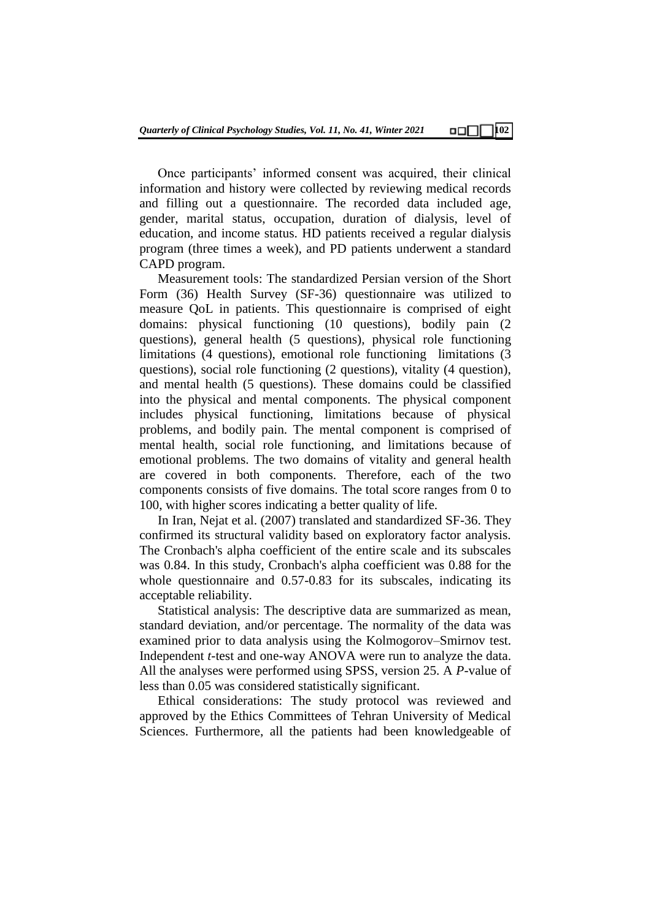Once participants' informed consent was acquired, their clinical information and history were collected by reviewing medical records and filling out a questionnaire. The recorded data included age, gender, marital status, occupation, duration of dialysis, level of education, and income status. HD patients received a regular dialysis program (three times a week), and PD patients underwent a standard CAPD program.

Measurement tools: The standardized Persian version of the Short Form (36) Health Survey (SF-36) questionnaire was utilized to measure QoL in patients. This questionnaire is comprised of eight domains: physical functioning (10 questions), bodily pain (2 questions), general health (5 questions), physical role functioning limitations (4 questions), emotional role functioning limitations (3 questions), social role functioning (2 questions), vitality (4 question), and mental health (5 questions). These domains could be classified into the physical and mental components. The physical component includes physical functioning, limitations because of physical problems, and bodily pain. The mental component is comprised of mental health, social role functioning, and limitations because of emotional problems. The two domains of vitality and general health are covered in both components. Therefore, each of the two components consists of five domains. The total score ranges from 0 to 100, with higher scores indicating a better quality of life.

In Iran, Nejat et al. (2007) translated and standardized SF-36. They confirmed its structural validity based on exploratory factor analysis. The Cronbach's alpha coefficient of the entire scale and its subscales was 0.84. In this study, Cronbach's alpha coefficient was 0.88 for the whole questionnaire and 0.57-0.83 for its subscales, indicating its acceptable reliability.

Statistical analysis: The descriptive data are summarized as mean, standard deviation, and/or percentage. The normality of the data was examined prior to data analysis using the Kolmogorov–Smirnov test. Independent *t*-test and one-way ANOVA were run to analyze the data. All the analyses were performed using SPSS, version 25. A *P*-value of less than 0.05 was considered statistically significant.

Ethical considerations: The study protocol was reviewed and approved by the Ethics Committees of Tehran University of Medical Sciences. Furthermore, all the patients had been knowledgeable of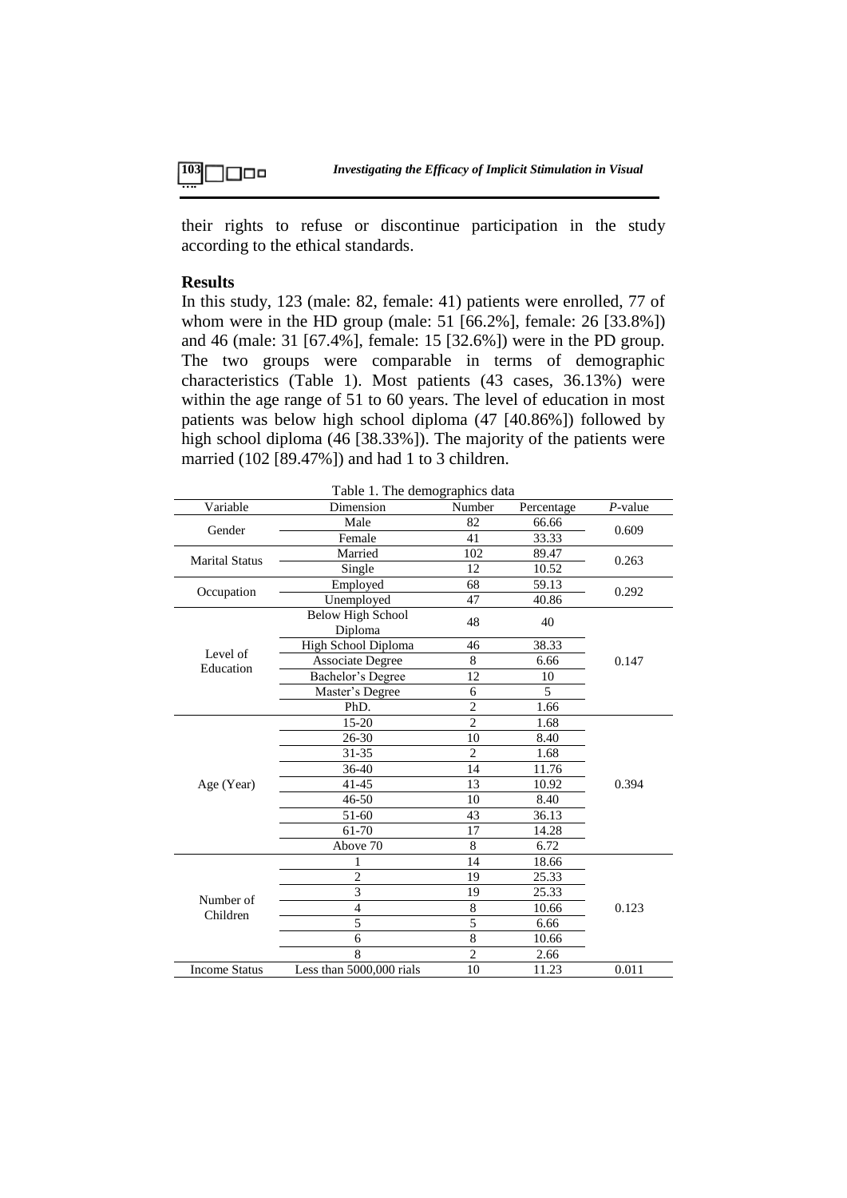their rights to refuse or discontinue participation in the study according to the ethical standards.

## Results

In this study, 123 (male: 82, female: 41) patients were enrolled, 77 of whom were in the HD group (male: 51 [66.2%], female: 26 [33.8%]) and 46 (male: 31 [67.4%], female: 15 [32.6%]) were in the PD group. The two groups were comparable in terms of demographic characteristics (Table 1). Most patients (43 cases, 36.13%) were within the age range of 51 to 60 years. The level of education in most patients was below high school diploma (47 [40.86%]) followed by high school diploma (46 [38.33%]). The majority of the patients were married (102 [89.47%]) and had 1 to 3 children.

Table 1. The demographics data

| Variable | Dimension | Number | Percentage | *P*-value |
|---|---|---|---|---|
| Gender | Male | 82 | 66.66 | 0.609 |
| | Female | 41 | 33.33 | |
| Marital Status | Married | 102 | 89.47 | 0.263 |
| | Single | 12 | 10.52 | |
| Occupation | Employed | 68 | 59.13 | 0.292 |
| | Unemployed | 47 | 40.86 | |
| Level of Education | Below High School Diploma | 48 | 40 | 0.147 |
| | High School Diploma | 46 | 38.33 | |
| | Associate Degree | 8 | 6.66 | |
| | Bachelor's Degree | 12 | 10 | |
| | Master's Degree | 6 | 5 | |
| | PhD. | 2 | 1.66 | |
| Age (Year) | 15-20 | 2 | 1.68 | 0.394 |
| | 26-30 | 10 | 8.40 | |
| | 31-35 | 2 | 1.68 | |
| | 36-40 | 14 | 11.76 | |
| | 41-45 | 13 | 10.92 | |
| | 46-50 | 10 | 8.40 | |
| | 51-60 | 43 | 36.13 | |
| | 61-70 | 17 | 14.28 | |
| | Above 70 | 8 | 6.72 | |
| Number of Children | 1 | 14 | 18.66 | 0.123 |
| | 2 | 19 | 25.33 | |
| | 3 | 19 | 25.33 | |
| | 4 | 8 | 10.66 | |
| | 5 | 5 | 6.66 | |
| | 6 | 8 | 10.66 | |
| | 8 | 2 | 2.66 | |
| Income Status | Less than 5000,000 rials | 10 | 11.23 | 0.011 |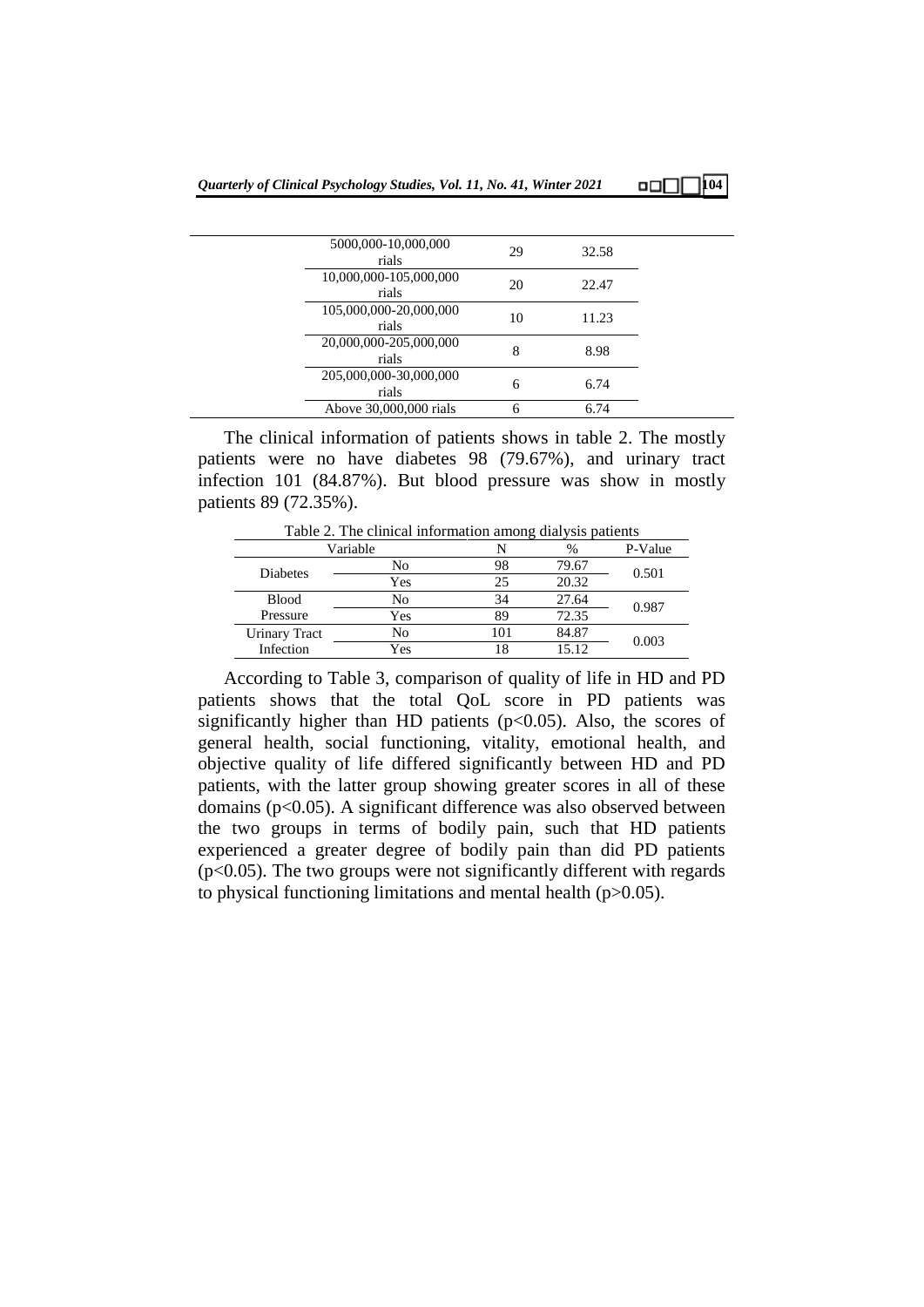| | | |
|---|---|---|
| 5000,000-10,000,000 rials | 29 | 32.58 |
| 10,000,000-105,000,000 rials | 20 | 22.47 |
| 105,000,000-20,000,000 rials | 10 | 11.23 |
| 20,000,000-205,000,000 rials | 8 | 8.98 |
| 205,000,000-30,000,000 rials | 6 | 6.74 |
| Above 30,000,000 rials | 6 | 6.74 |

The clinical information of patients shows in table 2. The mostly patients were no have diabetes 98 (79.67%), and urinary tract infection 101 (84.87%). But blood pressure was show in mostly patients 89 (72.35%).

Table 2. The clinical information among dialysis patients

| Variable | | N | % | P-Value |
|---|---|---|---|---|
| Diabetes | No | 98 | 79.67 | 0.501 |
| | Yes | 25 | 20.32 | |
| Blood Pressure | No | 34 | 27.64 | 0.987 |
| | Yes | 89 | 72.35 | |
| Urinary Tract Infection | No | 101 | 84.87 | 0.003 |
| | Yes | 18 | 15.12 | |

According to Table 3, comparison of quality of life in HD and PD patients shows that the total QoL score in PD patients was significantly higher than HD patients ($p<0.05$). Also, the scores of general health, social functioning, vitality, emotional health, and objective quality of life differed significantly between HD and PD patients, with the latter group showing greater scores in all of these domains ($p<0.05$). A significant difference was also observed between the two groups in terms of bodily pain, such that HD patients experienced a greater degree of bodily pain than did PD patients ($p<0.05$). The two groups were not significantly different with regards to physical functioning limitations and mental health ($p>0.05$).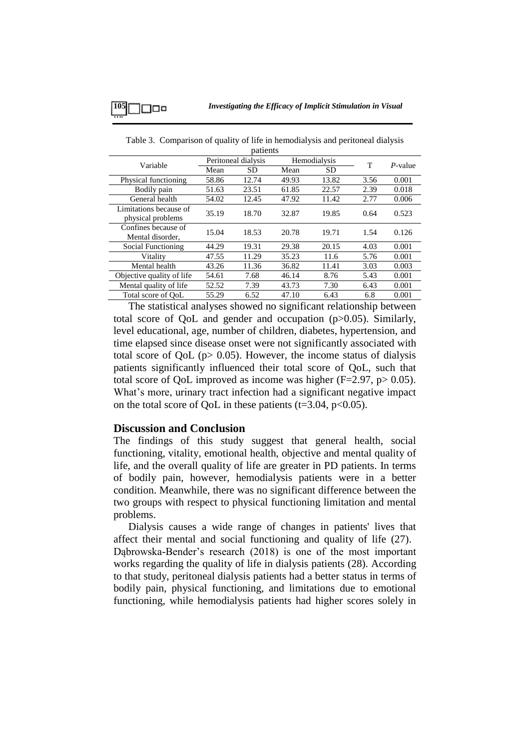Table 3. Comparison of quality of life in hemodialysis and peritoneal dialysis patients

| Variable | Peritoneal dialysis | | Hemodialysis | | T | *P*-value |
|---|---|---|---|---|---|---|
| | Mean | SD | Mean | SD | | |
| Physical functioning | 58.86 | 12.74 | 49.93 | 13.82 | 3.56 | 0.001 |
| Bodily pain | 51.63 | 23.51 | 61.85 | 22.57 | 2.39 | 0.018 |
| General health | 54.02 | 12.45 | 47.92 | 11.42 | 2.77 | 0.006 |
| Limitations because of physical problems | 35.19 | 18.70 | 32.87 | 19.85 | 0.64 | 0.523 |
| Confines because of Mental disorder, | 15.04 | 18.53 | 20.78 | 19.71 | 1.54 | 0.126 |
| Social Functioning | 44.29 | 19.31 | 29.38 | 20.15 | 4.03 | 0.001 |
| Vitality | 47.55 | 11.29 | 35.23 | 11.6 | 5.76 | 0.001 |
| Mental health | 43.26 | 11.36 | 36.82 | 11.41 | 3.03 | 0.003 |
| Objective quality of life | 54.61 | 7.68 | 46.14 | 8.76 | 5.43 | 0.001 |
| Mental quality of life | 52.52 | 7.39 | 43.73 | 7.30 | 6.43 | 0.001 |
| Total score of QoL | 55.29 | 6.52 | 47.10 | 6.43 | 6.8 | 0.001 |

The statistical analyses showed no significant relationship between total score of QoL and gender and occupation ($p>0.05$). Similarly, level educational, age, number of children, diabetes, hypertension, and time elapsed since disease onset were not significantly associated with total score of QoL ($p> 0.05$). However, the income status of dialysis patients significantly influenced their total score of QoL, such that total score of QoL improved as income was higher ($F=2.97$, $p> 0.05$). What's more, urinary tract infection had a significant negative impact on the total score of QoL in these patients ($t=3.04$, $p<0.05$).

## Discussion and Conclusion

The findings of this study suggest that general health, social functioning, vitality, emotional health, objective and mental quality of life, and the overall quality of life are greater in PD patients. In terms of bodily pain, however, hemodialysis patients were in a better condition. Meanwhile, there was no significant difference between the two groups with respect to physical functioning limitation and mental problems.

Dialysis causes a wide range of changes in patients' lives that affect their mental and social functioning and quality of life (27). Dąbrowska-Bender's research (2018) is one of the most important works regarding the quality of life in dialysis patients (28). According to that study, peritoneal dialysis patients had a better status in terms of bodily pain, physical functioning, and limitations due to emotional functioning, while hemodialysis patients had higher scores solely in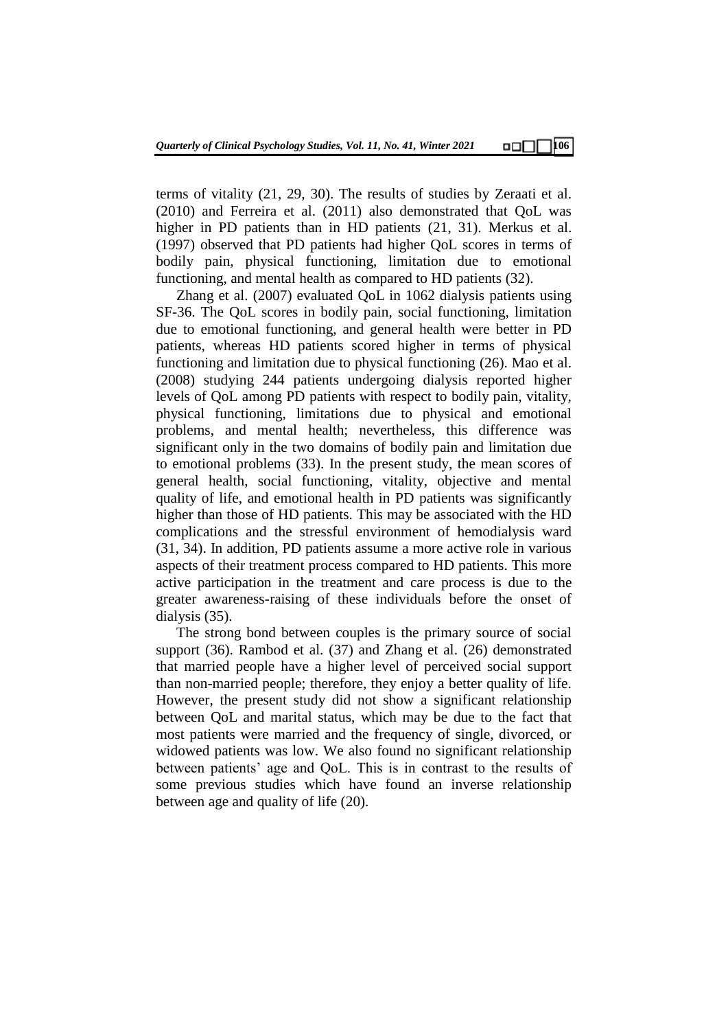terms of vitality (21, 29, 30). The results of studies by Zeraati et al. (2010) and Ferreira et al. (2011) also demonstrated that QoL was higher in PD patients than in HD patients (21, 31). Merkus et al. (1997) observed that PD patients had higher QoL scores in terms of bodily pain, physical functioning, limitation due to emotional functioning, and mental health as compared to HD patients (32).

Zhang et al. (2007) evaluated QoL in 1062 dialysis patients using SF-36. The QoL scores in bodily pain, social functioning, limitation due to emotional functioning, and general health were better in PD patients, whereas HD patients scored higher in terms of physical functioning and limitation due to physical functioning (26). Mao et al. (2008) studying 244 patients undergoing dialysis reported higher levels of QoL among PD patients with respect to bodily pain, vitality, physical functioning, limitations due to physical and emotional problems, and mental health; nevertheless, this difference was significant only in the two domains of bodily pain and limitation due to emotional problems (33). In the present study, the mean scores of general health, social functioning, vitality, objective and mental quality of life, and emotional health in PD patients was significantly higher than those of HD patients. This may be associated with the HD complications and the stressful environment of hemodialysis ward (31, 34). In addition, PD patients assume a more active role in various aspects of their treatment process compared to HD patients. This more active participation in the treatment and care process is due to the greater awareness-raising of these individuals before the onset of dialysis (35).

The strong bond between couples is the primary source of social support (36). Rambod et al. (37) and Zhang et al. (26) demonstrated that married people have a higher level of perceived social support than non-married people; therefore, they enjoy a better quality of life. However, the present study did not show a significant relationship between QoL and marital status, which may be due to the fact that most patients were married and the frequency of single, divorced, or widowed patients was low. We also found no significant relationship between patients' age and QoL. This is in contrast to the results of some previous studies which have found an inverse relationship between age and quality of life (20).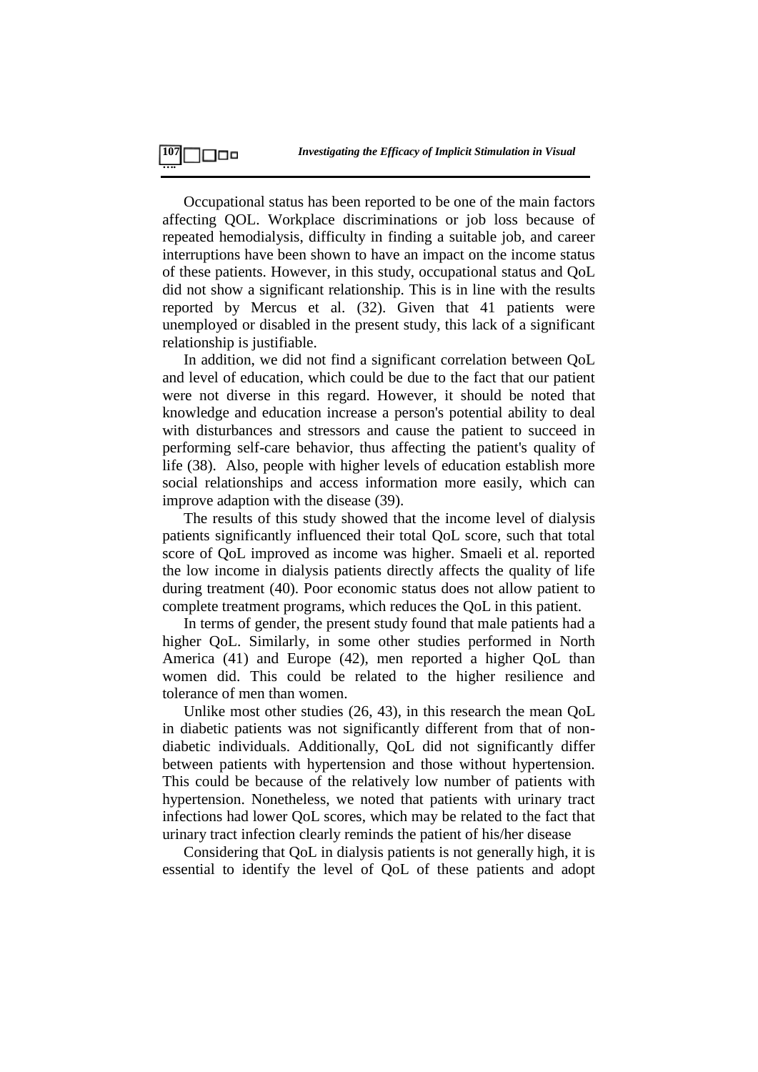Occupational status has been reported to be one of the main factors affecting QOL. Workplace discriminations or job loss because of repeated hemodialysis, difficulty in finding a suitable job, and career interruptions have been shown to have an impact on the income status of these patients. However, in this study, occupational status and QoL did not show a significant relationship. This is in line with the results reported by Mercus et al. (32). Given that 41 patients were unemployed or disabled in the present study, this lack of a significant relationship is justifiable.

In addition, we did not find a significant correlation between QoL and level of education, which could be due to the fact that our patient were not diverse in this regard. However, it should be noted that knowledge and education increase a person's potential ability to deal with disturbances and stressors and cause the patient to succeed in performing self-care behavior, thus affecting the patient's quality of life (38). Also, people with higher levels of education establish more social relationships and access information more easily, which can improve adaption with the disease (39).

The results of this study showed that the income level of dialysis patients significantly influenced their total QoL score, such that total score of QoL improved as income was higher. Smaeli et al. reported the low income in dialysis patients directly affects the quality of life during treatment (40). Poor economic status does not allow patient to complete treatment programs, which reduces the QoL in this patient.

In terms of gender, the present study found that male patients had a higher QoL. Similarly, in some other studies performed in North America (41) and Europe (42), men reported a higher QoL than women did. This could be related to the higher resilience and tolerance of men than women.

Unlike most other studies (26, 43), in this research the mean QoL in diabetic patients was not significantly different from that of non-diabetic individuals. Additionally, QoL did not significantly differ between patients with hypertension and those without hypertension. This could be because of the relatively low number of patients with hypertension. Nonetheless, we noted that patients with urinary tract infections had lower QoL scores, which may be related to the fact that urinary tract infection clearly reminds the patient of his/her disease

Considering that QoL in dialysis patients is not generally high, it is essential to identify the level of QoL of these patients and adopt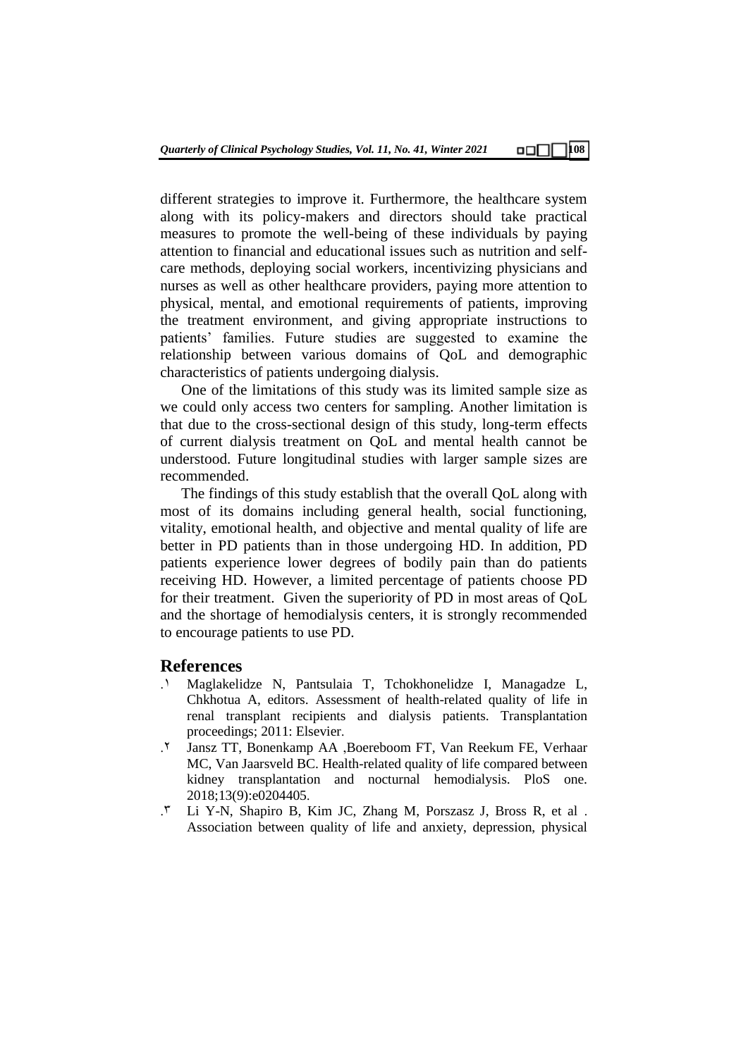different strategies to improve it. Furthermore, the healthcare system along with its policy-makers and directors should take practical measures to promote the well-being of these individuals by paying attention to financial and educational issues such as nutrition and self-care methods, deploying social workers, incentivizing physicians and nurses as well as other healthcare providers, paying more attention to physical, mental, and emotional requirements of patients, improving the treatment environment, and giving appropriate instructions to patients' families. Future studies are suggested to examine the relationship between various domains of QoL and demographic characteristics of patients undergoing dialysis.

One of the limitations of this study was its limited sample size as we could only access two centers for sampling. Another limitation is that due to the cross-sectional design of this study, long-term effects of current dialysis treatment on QoL and mental health cannot be understood. Future longitudinal studies with larger sample sizes are recommended.

The findings of this study establish that the overall QoL along with most of its domains including general health, social functioning, vitality, emotional health, and objective and mental quality of life are better in PD patients than in those undergoing HD. In addition, PD patients experience lower degrees of bodily pain than do patients receiving HD. However, a limited percentage of patients choose PD for their treatment. Given the superiority of PD in most areas of QoL and the shortage of hemodialysis centers, it is strongly recommended to encourage patients to use PD.

## References

1. Maglakelidze N, Pantsulaia T, Tchokhonelidze I, Managadze L, Chkhotua A, editors. Assessment of health-related quality of life in renal transplant recipients and dialysis patients. Transplantation proceedings; 2011: Elsevier.
2. Jansz TT, Bonenkamp AA ,Boereboom FT, Van Reekum FE, Verhaar MC, Van Jaarsveld BC. Health-related quality of life compared between kidney transplantation and nocturnal hemodialysis. PloS one. 2018;13(9):e0204405.
3. Li Y-N, Shapiro B, Kim JC, Zhang M, Porszasz J, Bross R, et al . Association between quality of life and anxiety, depression, physical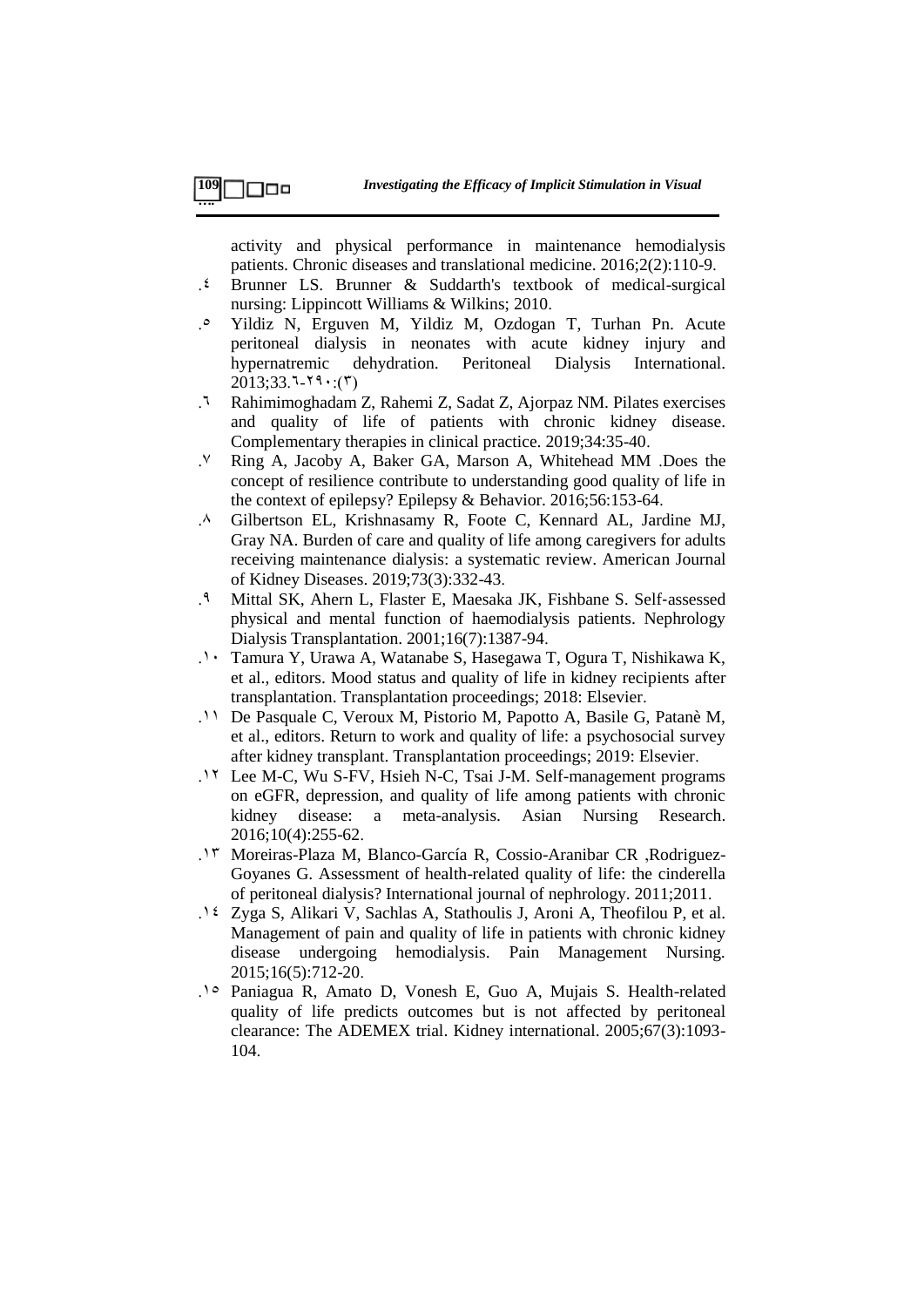activity and physical performance in maintenance hemodialysis patients. Chronic diseases and translational medicine. 2016;2(2):110-9.

.٤ Brunner LS. Brunner & Suddarth's textbook of medical-surgical nursing: Lippincott Williams & Wilkins; 2010.

.٥ Yildiz N, Erguven M, Yildiz M, Ozdogan T, Turhan Pn. Acute peritoneal dialysis in neonates with acute kidney injury and hypernatremic dehydration. Peritoneal Dialysis International. 2013;33.٦-٢٩٠:(٣)

.٦ Rahimimoghadam Z, Rahemi Z, Sadat Z, Ajorpaz NM. Pilates exercises and quality of life of patients with chronic kidney disease. Complementary therapies in clinical practice. 2019;34:35-40.

.٧ Ring A, Jacoby A, Baker GA, Marson A, Whitehead MM .Does the concept of resilience contribute to understanding good quality of life in the context of epilepsy? Epilepsy & Behavior. 2016;56:153-64.

.٨ Gilbertson EL, Krishnasamy R, Foote C, Kennard AL, Jardine MJ, Gray NA. Burden of care and quality of life among caregivers for adults receiving maintenance dialysis: a systematic review. American Journal of Kidney Diseases. 2019;73(3):332-43.

.٩ Mittal SK, Ahern L, Flaster E, Maesaka JK, Fishbane S. Self-assessed physical and mental function of haemodialysis patients. Nephrology Dialysis Transplantation. 2001;16(7):1387-94.

.١٠ Tamura Y, Urawa A, Watanabe S, Hasegawa T, Ogura T, Nishikawa K, et al., editors. Mood status and quality of life in kidney recipients after transplantation. Transplantation proceedings; 2018: Elsevier.

.١١ De Pasquale C, Veroux M, Pistorio M, Papotto A, Basile G, Patanè M, et al., editors. Return to work and quality of life: a psychosocial survey after kidney transplant. Transplantation proceedings; 2019: Elsevier.

.١٢ Lee M-C, Wu S-FV, Hsieh N-C, Tsai J-M. Self-management programs on eGFR, depression, and quality of life among patients with chronic kidney disease: a meta-analysis. Asian Nursing Research. 2016;10(4):255-62.

.١٣ Moreiras-Plaza M, Blanco-García R, Cossio-Aranibar CR ,Rodriguez-Goyanes G. Assessment of health-related quality of life: the cinderella of peritoneal dialysis? International journal of nephrology. 2011;2011.

.١٤ Zyga S, Alikari V, Sachlas A, Stathoulis J, Aroni A, Theofilou P, et al. Management of pain and quality of life in patients with chronic kidney disease undergoing hemodialysis. Pain Management Nursing. 2015;16(5):712-20.

.١٥ Paniagua R, Amato D, Vonesh E, Guo A, Mujais S. Health-related quality of life predicts outcomes but is not affected by peritoneal clearance: The ADEMEX trial. Kidney international. 2005;67(3):1093-104.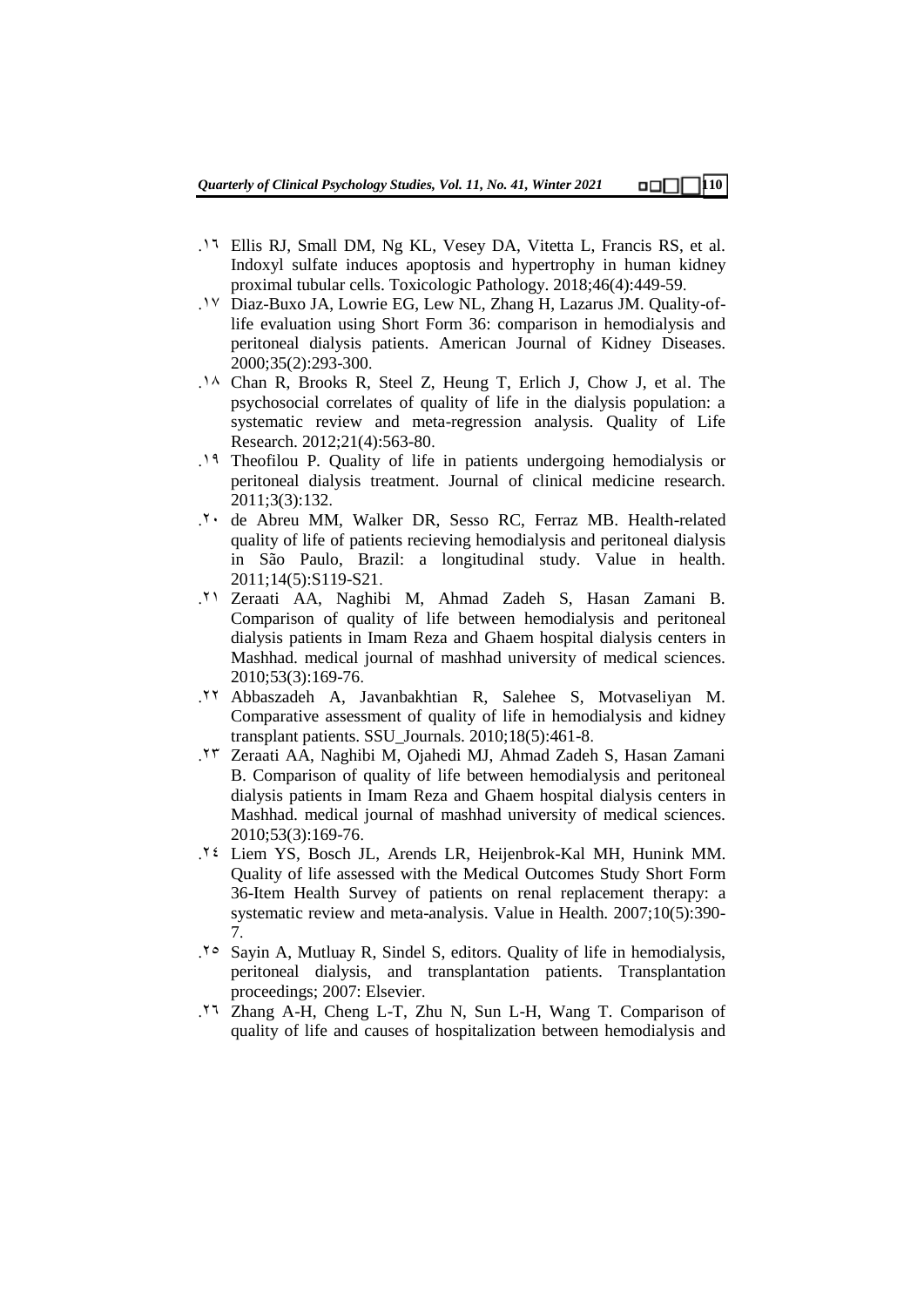۱٦. Ellis RJ, Small DM, Ng KL, Vesey DA, Vitetta L, Francis RS, et al. Indoxyl sulfate induces apoptosis and hypertrophy in human kidney proximal tubular cells. Toxicologic Pathology. 2018;46(4):449-59.

۱۷. Diaz-Buxo JA, Lowrie EG, Lew NL, Zhang H, Lazarus JM. Quality-of-life evaluation using Short Form 36: comparison in hemodialysis and peritoneal dialysis patients. American Journal of Kidney Diseases. 2000;35(2):293-300.

۱۸. Chan R, Brooks R, Steel Z, Heung T, Erlich J, Chow J, et al. The psychosocial correlates of quality of life in the dialysis population: a systematic review and meta-regression analysis. Quality of Life Research. 2012;21(4):563-80.

۱۹. Theofilou P. Quality of life in patients undergoing hemodialysis or peritoneal dialysis treatment. Journal of clinical medicine research. 2011;3(3):132.

۲۰. de Abreu MM, Walker DR, Sesso RC, Ferraz MB. Health-related quality of life of patients recieving hemodialysis and peritoneal dialysis in São Paulo, Brazil: a longitudinal study. Value in health. 2011;14(5):S119-S21.

۲۱. Zeraati AA, Naghibi M, Ahmad Zadeh S, Hasan Zamani B. Comparison of quality of life between hemodialysis and peritoneal dialysis patients in Imam Reza and Ghaem hospital dialysis centers in Mashhad. medical journal of mashhad university of medical sciences. 2010;53(3):169-76.

۲۲. Abbaszadeh A, Javanbakhtian R, Salehee S, Motvaseliyan M. Comparative assessment of quality of life in hemodialysis and kidney transplant patients. SSU_Journals. 2010;18(5):461-8.

۲۳. Zeraati AA, Naghibi M, Ojahedi MJ, Ahmad Zadeh S, Hasan Zamani B. Comparison of quality of life between hemodialysis and peritoneal dialysis patients in Imam Reza and Ghaem hospital dialysis centers in Mashhad. medical journal of mashhad university of medical sciences. 2010;53(3):169-76.

۲٤. Liem YS, Bosch JL, Arends LR, Heijenbrok-Kal MH, Hunink MM. Quality of life assessed with the Medical Outcomes Study Short Form 36-Item Health Survey of patients on renal replacement therapy: a systematic review and meta-analysis. Value in Health. 2007;10(5):390-7.

۲٥. Sayin A, Mutluay R, Sindel S, editors. Quality of life in hemodialysis, peritoneal dialysis, and transplantation patients. Transplantation proceedings; 2007: Elsevier.

۲٦. Zhang A-H, Cheng L-T, Zhu N, Sun L-H, Wang T. Comparison of quality of life and causes of hospitalization between hemodialysis and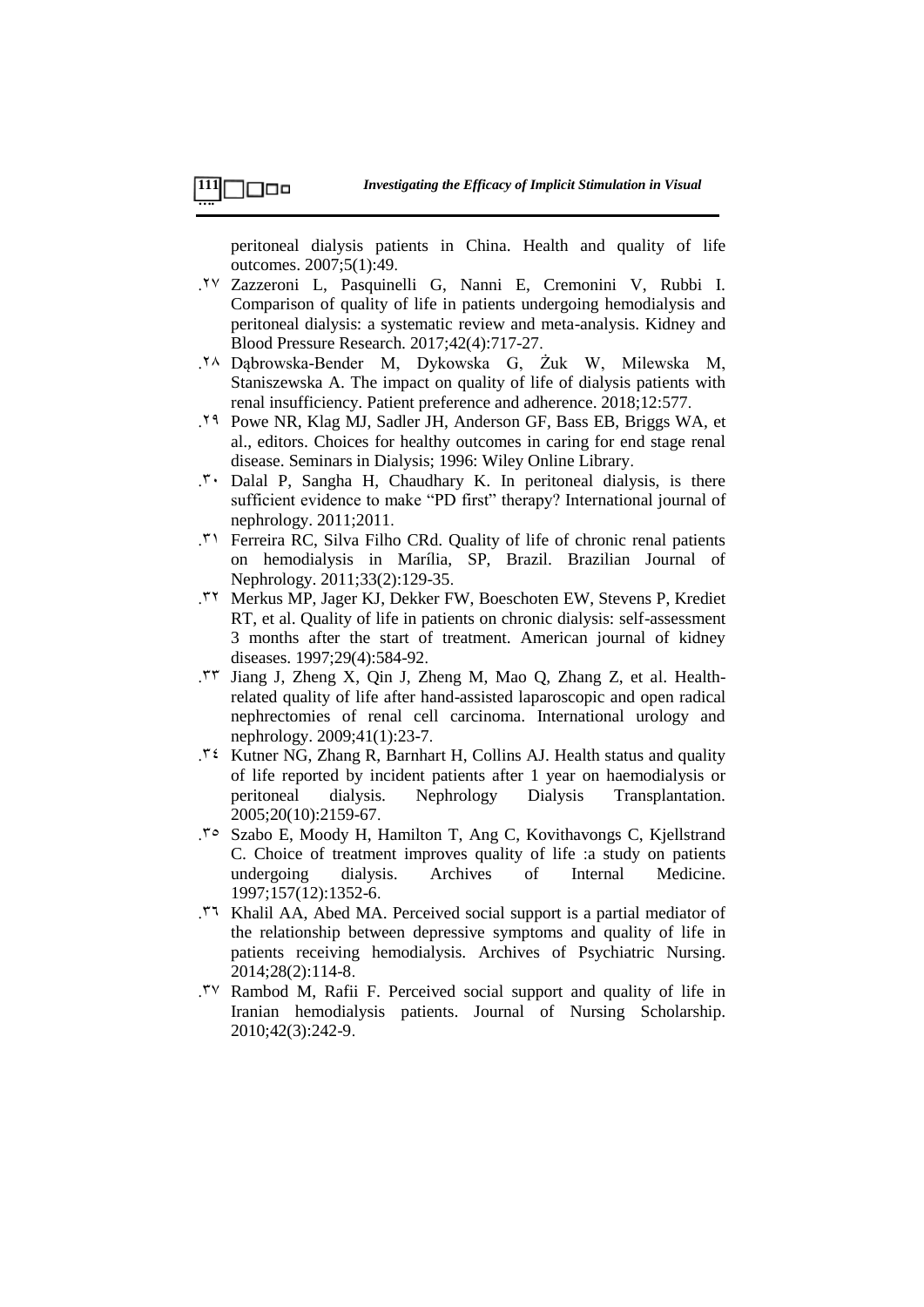peritoneal dialysis patients in China. Health and quality of life outcomes. 2007;5(1):49.

.۲۷ Zazzeroni L, Pasquinelli G, Nanni E, Cremonini V, Rubbi I. Comparison of quality of life in patients undergoing hemodialysis and peritoneal dialysis: a systematic review and meta-analysis. Kidney and Blood Pressure Research. 2017;42(4):717-27.

.۲۸ Dąbrowska-Bender M, Dykowska G, Żuk W, Milewska M, Staniszewska A. The impact on quality of life of dialysis patients with renal insufficiency. Patient preference and adherence. 2018;12:577.

.۲۹ Powe NR, Klag MJ, Sadler JH, Anderson GF, Bass EB, Briggs WA, et al., editors. Choices for healthy outcomes in caring for end stage renal disease. Seminars in Dialysis; 1996: Wiley Online Library.

.۳۰ Dalal P, Sangha H, Chaudhary K. In peritoneal dialysis, is there sufficient evidence to make "PD first" therapy? International journal of nephrology. 2011;2011.

.۳۱ Ferreira RC, Silva Filho CRd. Quality of life of chronic renal patients on hemodialysis in Marília, SP, Brazil. Brazilian Journal of Nephrology. 2011;33(2):129-35.

.۳۲ Merkus MP, Jager KJ, Dekker FW, Boeschoten EW, Stevens P, Krediet RT, et al. Quality of life in patients on chronic dialysis: self-assessment 3 months after the start of treatment. American journal of kidney diseases. 1997;29(4):584-92.

.۳۳ Jiang J, Zheng X, Qin J, Zheng M, Mao Q, Zhang Z, et al. Health-related quality of life after hand-assisted laparoscopic and open radical nephrectomies of renal cell carcinoma. International urology and nephrology. 2009;41(1):23-7.

.۳٤ Kutner NG, Zhang R, Barnhart H, Collins AJ. Health status and quality of life reported by incident patients after 1 year on haemodialysis or peritoneal dialysis. Nephrology Dialysis Transplantation. 2005;20(10):2159-67.

.۳٥ Szabo E, Moody H, Hamilton T, Ang C, Kovithavongs C, Kjellstrand C. Choice of treatment improves quality of life :a study on patients undergoing dialysis. Archives of Internal Medicine. 1997;157(12):1352-6.

.۳٦ Khalil AA, Abed MA. Perceived social support is a partial mediator of the relationship between depressive symptoms and quality of life in patients receiving hemodialysis. Archives of Psychiatric Nursing. 2014;28(2):114-8.

.۳۷ Rambod M, Rafii F. Perceived social support and quality of life in Iranian hemodialysis patients. Journal of Nursing Scholarship. 2010;42(3):242-9.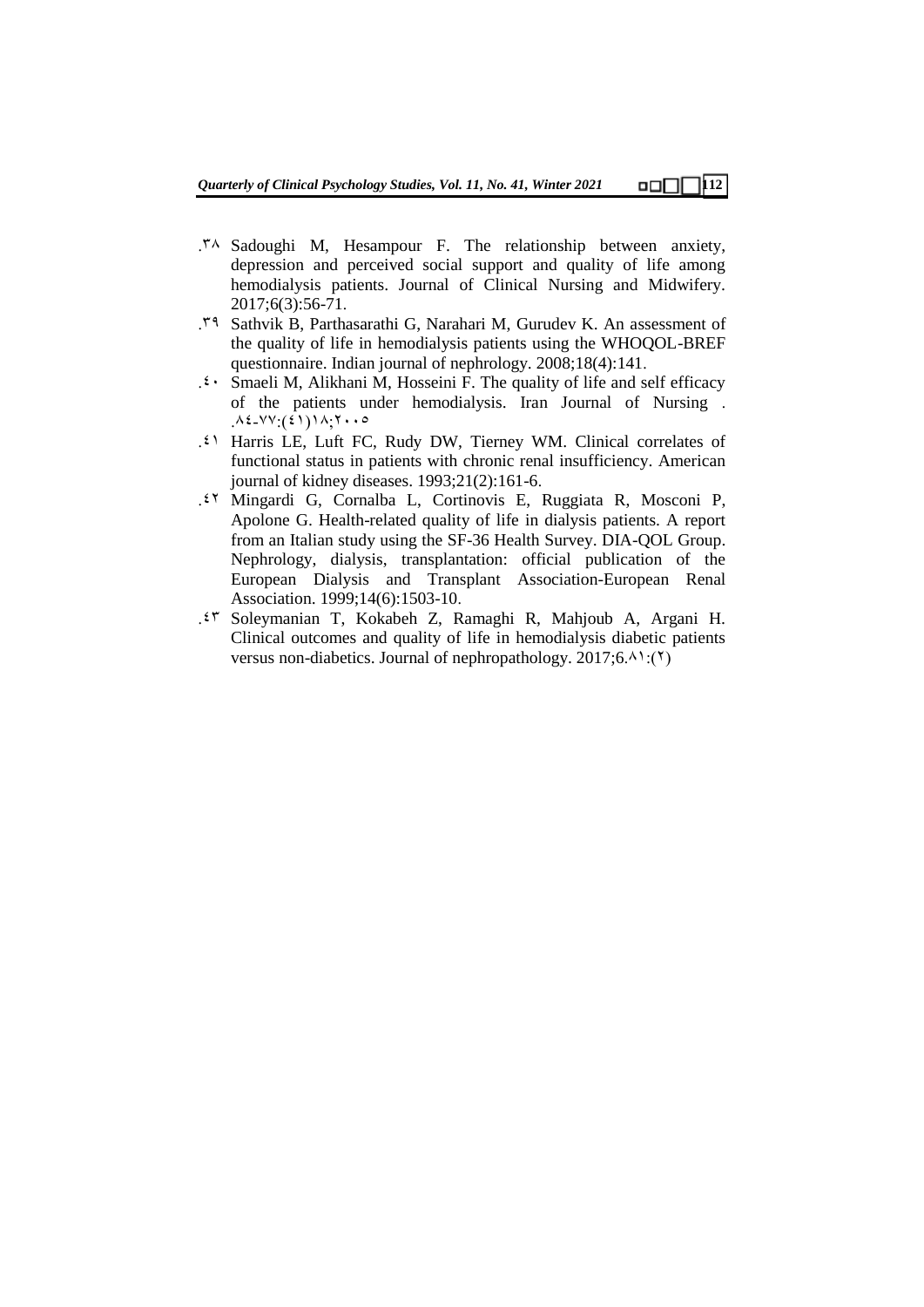۳۸. Sadoughi M, Hesampour F. The relationship between anxiety, depression and perceived social support and quality of life among hemodialysis patients. Journal of Clinical Nursing and Midwifery. 2017;6(3):56-71.

۳۹. Sathvik B, Parthasarathi G, Narahari M, Gurudev K. An assessment of the quality of life in hemodialysis patients using the WHOQOL-BREF questionnaire. Indian journal of nephrology. 2008;18(4):141.

٤۰. Smaeli M, Alikhani M, Hosseini F. The quality of life and self efficacy of the patients under hemodialysis. Iran Journal of Nursing . ۲۰۰۵;۱۸(٤۱):۷۷-۸٤.

٤۱. Harris LE, Luft FC, Rudy DW, Tierney WM. Clinical correlates of functional status in patients with chronic renal insufficiency. American journal of kidney diseases. 1993;21(2):161-6.

٤۲. Mingardi G, Cornalba L, Cortinovis E, Ruggiata R, Mosconi P, Apolone G. Health-related quality of life in dialysis patients. A report from an Italian study using the SF-36 Health Survey. DIA-QOL Group. Nephrology, dialysis, transplantation: official publication of the European Dialysis and Transplant Association-European Renal Association. 1999;14(6):1503-10.

٤۳. Soleymanian T, Kokabeh Z, Ramaghi R, Mahjoub A, Argani H. Clinical outcomes and quality of life in hemodialysis diabetic patients versus non-diabetics. Journal of nephropathology. 2017;6.(۲):۸۱